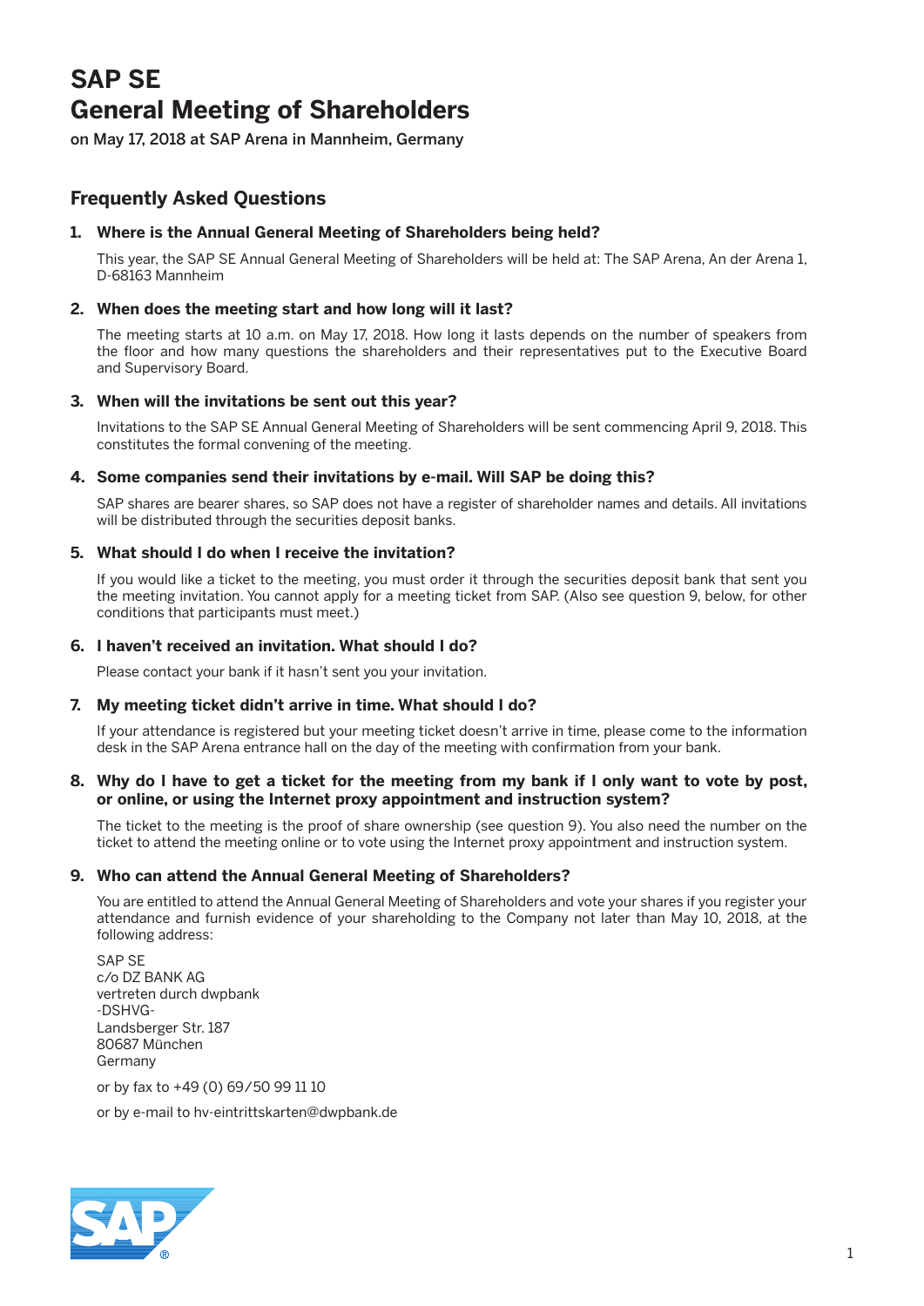# SAP SE
# General Meeting of Shareholders

**on May 17, 2018 at SAP Arena in Mannheim, Germany**

## Frequently Asked Questions

### 1. Where is the Annual General Meeting of Shareholders being held?

This year, the SAP SE Annual General Meeting of Shareholders will be held at: The SAP Arena, An der Arena 1, D-68163 Mannheim

### 2. When does the meeting start and how long will it last?

The meeting starts at 10 a.m. on May 17, 2018. How long it lasts depends on the number of speakers from the floor and how many questions the shareholders and their representatives put to the Executive Board and Supervisory Board.

### 3. When will the invitations be sent out this year?

Invitations to the SAP SE Annual General Meeting of Shareholders will be sent commencing April 9, 2018. This constitutes the formal convening of the meeting.

### 4. Some companies send their invitations by e-mail. Will SAP be doing this?

SAP shares are bearer shares, so SAP does not have a register of shareholder names and details. All invitations will be distributed through the securities deposit banks.

### 5. What should I do when I receive the invitation?

If you would like a ticket to the meeting, you must order it through the securities deposit bank that sent you the meeting invitation. You cannot apply for a meeting ticket from SAP. (Also see question 9, below, for other conditions that participants must meet.)

### 6. I haven't received an invitation. What should I do?

Please contact your bank if it hasn't sent you your invitation.

### 7. My meeting ticket didn't arrive in time. What should I do?

If your attendance is registered but your meeting ticket doesn't arrive in time, please come to the information desk in the SAP Arena entrance hall on the day of the meeting with confirmation from your bank.

### 8. Why do I have to get a ticket for the meeting from my bank if I only want to vote by post, or online, or using the Internet proxy appointment and instruction system?

The ticket to the meeting is the proof of share ownership (see question 9). You also need the number on the ticket to attend the meeting online or to vote using the Internet proxy appointment and instruction system.

### 9. Who can attend the Annual General Meeting of Shareholders?

You are entitled to attend the Annual General Meeting of Shareholders and vote your shares if you register your attendance and furnish evidence of your shareholding to the Company not later than May 10, 2018, at the following address:

SAP SE  
c/o DZ BANK AG  
vertreten durch dwpbank  
-DSHVG-  
Landsberger Str. 187  
80687 München  
Germany

or by fax to +49 (0) 69/50 99 11 10

or by e-mail to hv-eintrittskarten@dwpbank.de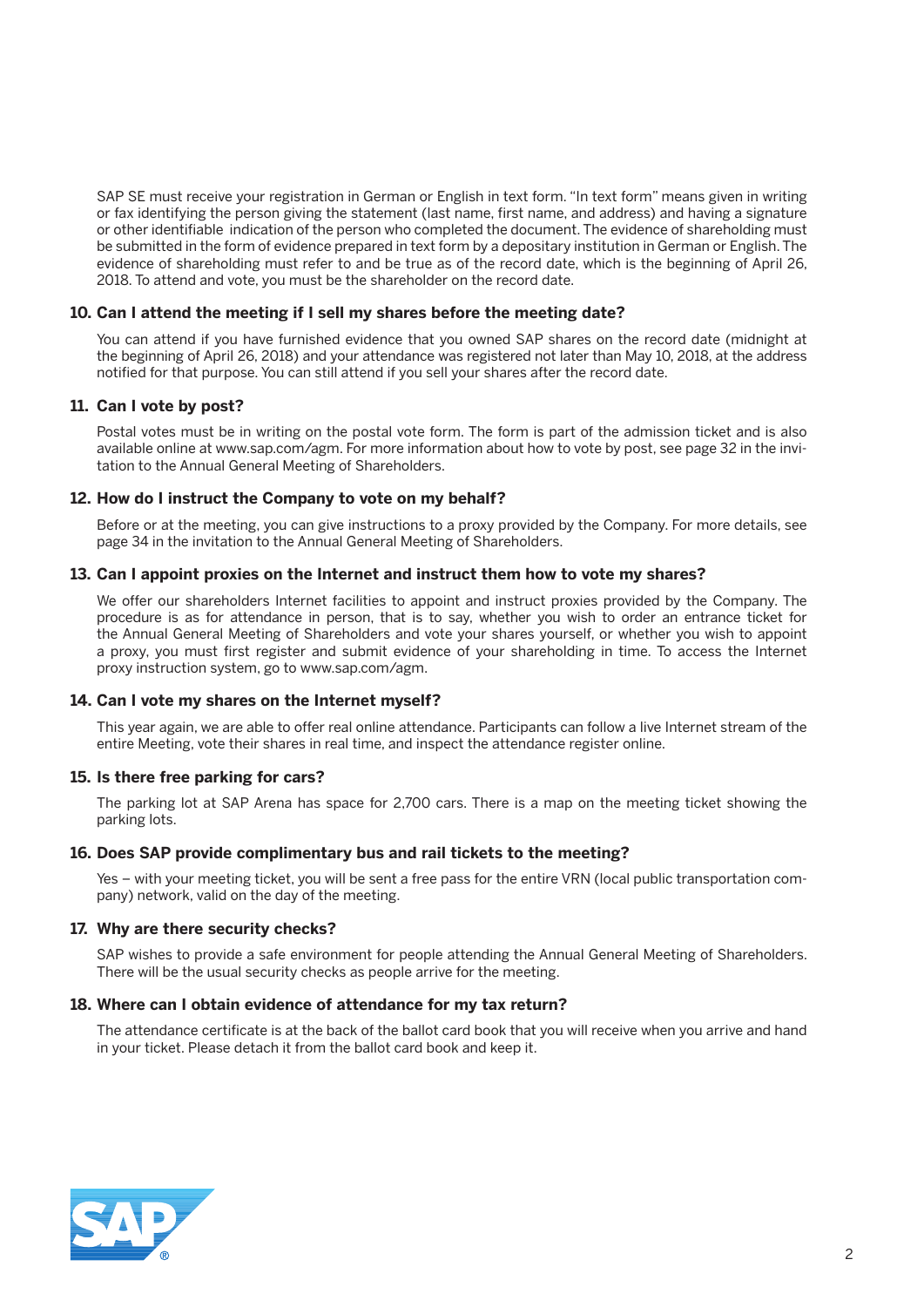SAP SE must receive your registration in German or English in text form. "In text form" means given in writing or fax identifying the person giving the statement (last name, first name, and address) and having a signature or other identifiable indication of the person who completed the document. The evidence of shareholding must be submitted in the form of evidence prepared in text form by a depositary institution in German or English. The evidence of shareholding must refer to and be true as of the record date, which is the beginning of April 26, 2018. To attend and vote, you must be the shareholder on the record date.

### 10. Can I attend the meeting if I sell my shares before the meeting date?

You can attend if you have furnished evidence that you owned SAP shares on the record date (midnight at the beginning of April 26, 2018) and your attendance was registered not later than May 10, 2018, at the address notified for that purpose. You can still attend if you sell your shares after the record date.

### 11. Can I vote by post?

Postal votes must be in writing on the postal vote form. The form is part of the admission ticket and is also available online at www.sap.com/agm. For more information about how to vote by post, see page 32 in the invitation to the Annual General Meeting of Shareholders.

### 12. How do I instruct the Company to vote on my behalf?

Before or at the meeting, you can give instructions to a proxy provided by the Company. For more details, see page 34 in the invitation to the Annual General Meeting of Shareholders.

### 13. Can I appoint proxies on the Internet and instruct them how to vote my shares?

We offer our shareholders Internet facilities to appoint and instruct proxies provided by the Company. The procedure is as for attendance in person, that is to say, whether you wish to order an entrance ticket for the Annual General Meeting of Shareholders and vote your shares yourself, or whether you wish to appoint a proxy, you must first register and submit evidence of your shareholding in time. To access the Internet proxy instruction system, go to www.sap.com/agm.

### 14. Can I vote my shares on the Internet myself?

This year again, we are able to offer real online attendance. Participants can follow a live Internet stream of the entire Meeting, vote their shares in real time, and inspect the attendance register online.

### 15. Is there free parking for cars?

The parking lot at SAP Arena has space for 2,700 cars. There is a map on the meeting ticket showing the parking lots.

### 16. Does SAP provide complimentary bus and rail tickets to the meeting?

Yes – with your meeting ticket, you will be sent a free pass for the entire VRN (local public transportation company) network, valid on the day of the meeting.

### 17. Why are there security checks?

SAP wishes to provide a safe environment for people attending the Annual General Meeting of Shareholders. There will be the usual security checks as people arrive for the meeting.

### 18. Where can I obtain evidence of attendance for my tax return?

The attendance certificate is at the back of the ballot card book that you will receive when you arrive and hand in your ticket. Please detach it from the ballot card book and keep it.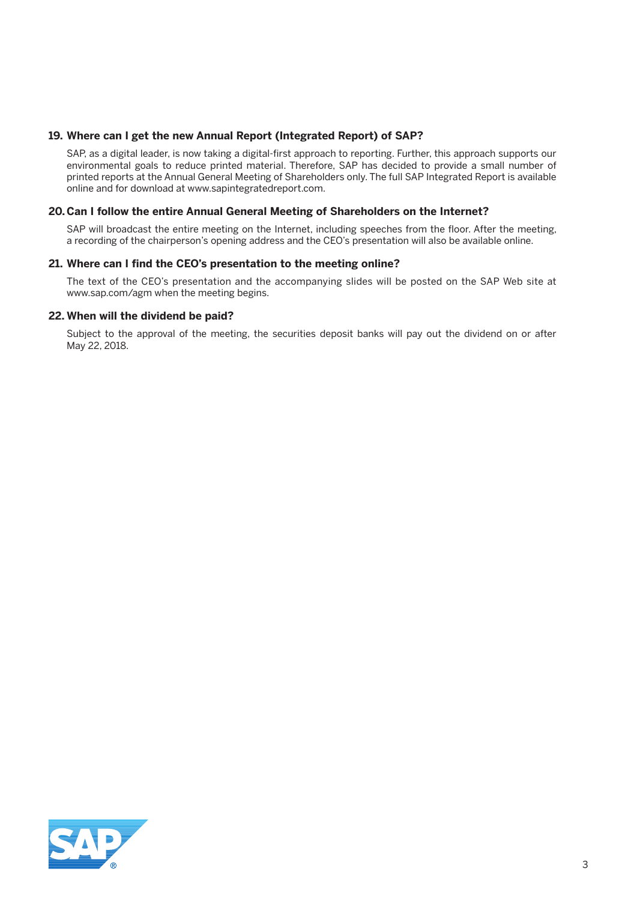### 19. Where can I get the new Annual Report (Integrated Report) of SAP?

SAP, as a digital leader, is now taking a digital-first approach to reporting. Further, this approach supports our environmental goals to reduce printed material. Therefore, SAP has decided to provide a small number of printed reports at the Annual General Meeting of Shareholders only. The full SAP Integrated Report is available online and for download at www.sapintegratedreport.com.

### 20. Can I follow the entire Annual General Meeting of Shareholders on the Internet?

SAP will broadcast the entire meeting on the Internet, including speeches from the floor. After the meeting, a recording of the chairperson's opening address and the CEO's presentation will also be available online.

### 21. Where can I find the CEO's presentation to the meeting online?

The text of the CEO's presentation and the accompanying slides will be posted on the SAP Web site at www.sap.com/agm when the meeting begins.

### 22. When will the dividend be paid?

Subject to the approval of the meeting, the securities deposit banks will pay out the dividend on or after May 22, 2018.